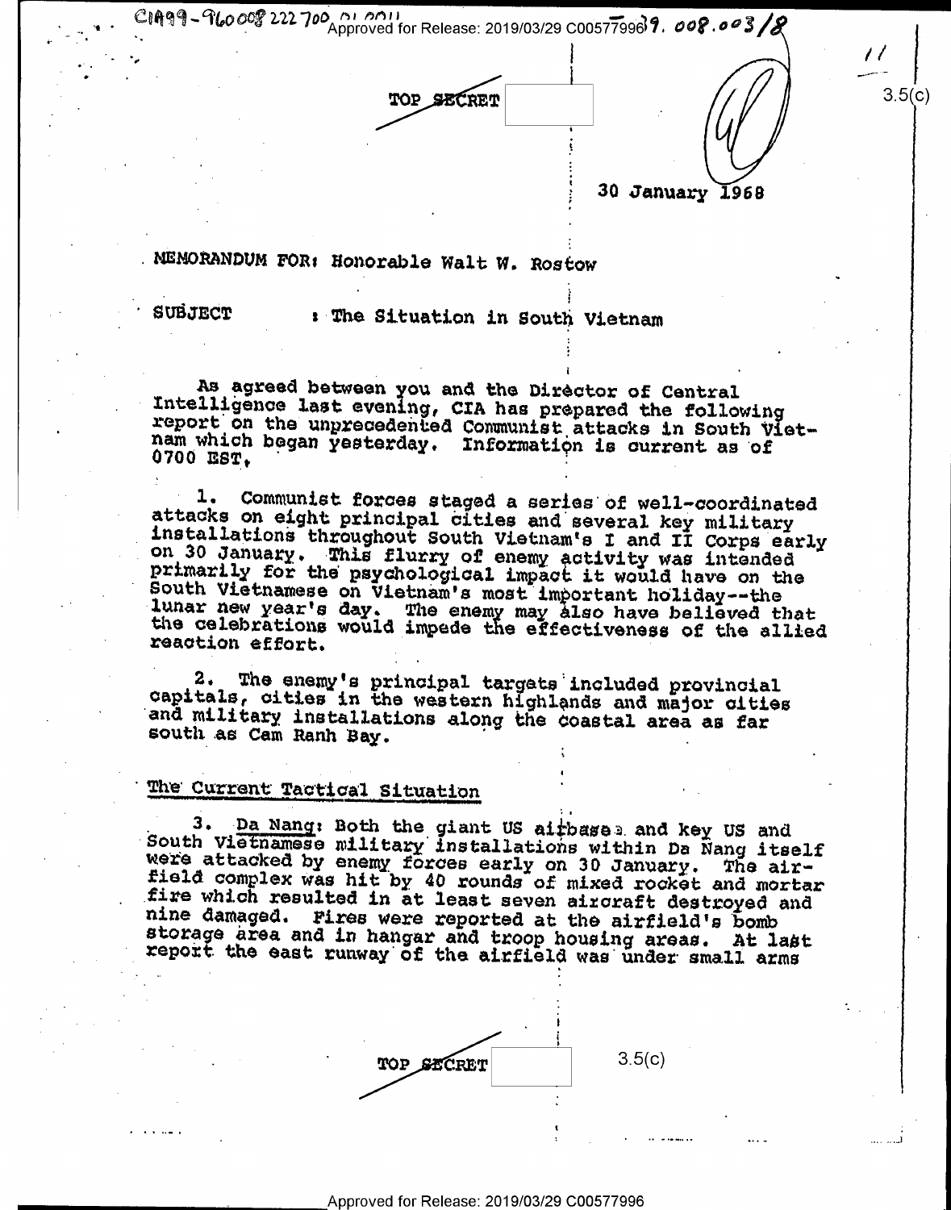TOP SECRET

30 January 1968

MEMORANDUM FOR: Honorable Walt W. Rostow

SUBJECT : The Situation in South Vietnam

As agreed between you and the Director of Central Intelligence last evening, CIA has prepared the following report on the unprecedented Communist attacks in South Vietnam which began yesterday. Information is current as of 0700 EST.

1. Communist forces staged a series of well-coordinated attacks on eight principal cities and several key military installations throughout South Vietnam's I and II Corps early on 30 January. This flurry of enemy activity was intended primarily for the psychological impact it would have on the South Vietnamese on Vietnam's most important holiday--the lunar new year's day. The enemy may also have believed that the celebrations would impede the effectiveness of the allied reaction effort.

2. The enemy's principal targets included provincial capitals, cities in the western highlands and major cities and military installations along the coastal area as far south as Cam Ranh Bay.

## The Current Tactical Situation

3. Da Nang: Both the giant US airbases and key US and South Vietnamese military installations within Da Nang itself were attacked by enemy forces early on 30 January. The airfield complex was hit by 40 rounds of mixed rocket and mortar fire which resulted in at least seven aircraft destroyed and nine damaged. Fires were reported at the airfield's bomb storage area and in hangar and troop housing areas. At last report the east runway of the airfield was under small arms

TOP SECRET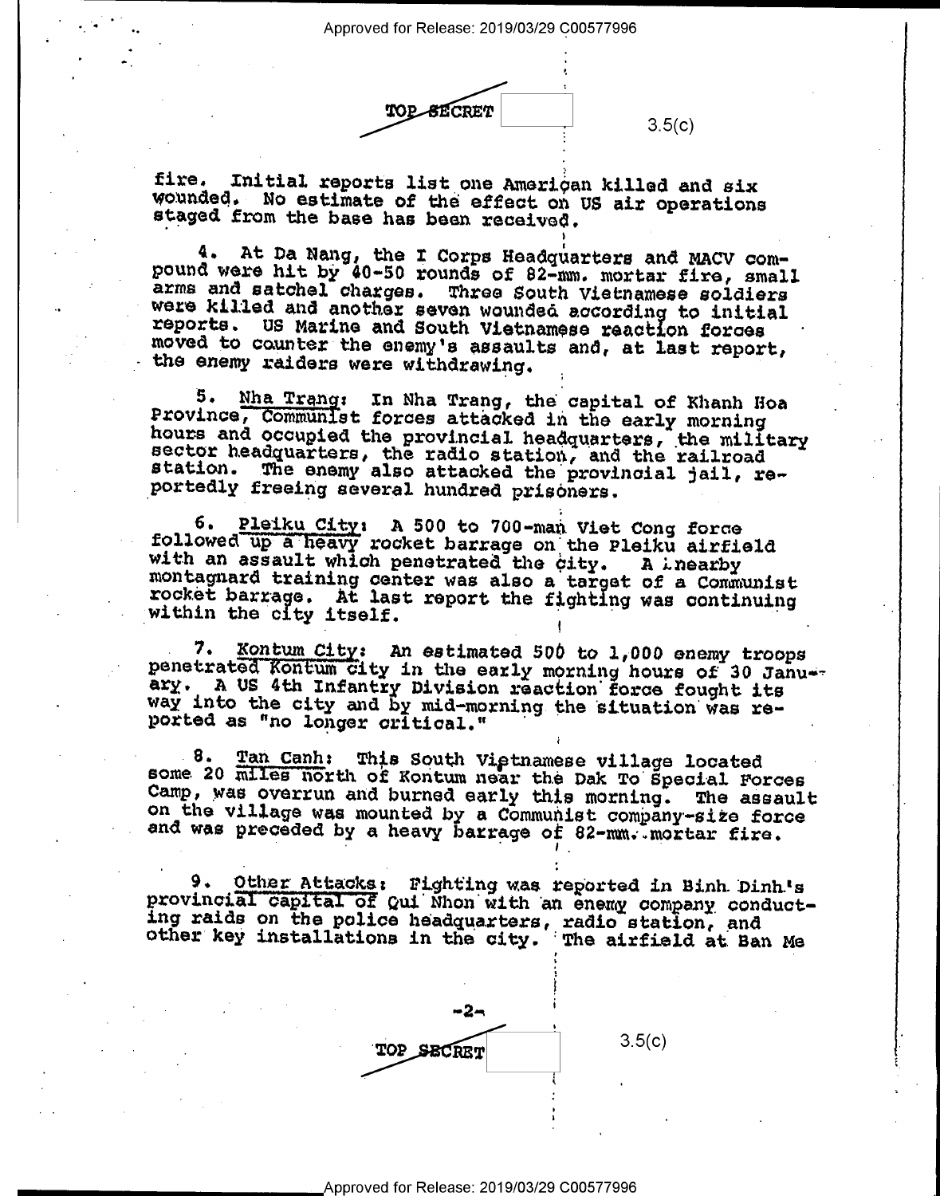fire. Initial reports list one American killed and six wounded. No estimate of the effect on US air operations staged from the base has been received.

4. At Da Nang, the I Corps Headquarters and MACV compound were hit by 40-50 rounds of 82-mm. mortar fire, small arms and satchel charges. Three South Vietnamese soldiers were killed and another seven wounded according to initial reports. US Marine and South Vietnamese reaction forces moved to counter the enemy's assaults and, at last report, the enemy raiders were withdrawing.

5. Nha Trang: In Nha Trang, the capital of Khanh Hoa Province, Communist forces attacked in the early morning hours and occupied the provincial headquarters, the military sector headquarters, the radio station, and the railroad station. The enemy also attacked the provincial jail, reportedly freeing several hundred prisoners.

6. Pleiku City: A 500 to 700-man Viet Cong force followed up a heavy rocket barrage on the Pleiku airfield with an assault which penetrated the city. A nearby montagnard training center was also a target of a Communist rocket barrage. At last report the fighting was continuing within the city itself.

7. Kontum City: An estimated 500 to 1,000 enemy troops penetrated Kontum city in the early morning hours of 30 January. A US 4th Infantry Division reaction force fought its way into the city and by mid-morning the situation was reported as "no longer critical."

8. Tan Canh: This South Vietnamese village located some 20 miles north of Kontum near the Dak To Special Forces Camp, was overrun and burned early this morning. The assault on the village was mounted by a Communist company-size force and was preceded by a heavy barrage of 82-mm. mortar fire.

9. Other Attacks: Fighting was reported in Binh Dinh's provincial capital of Qui Nhon with an enemy company conducting raids on the police headquarters, radio station, and other key installations in the city. The airfield at Ban Me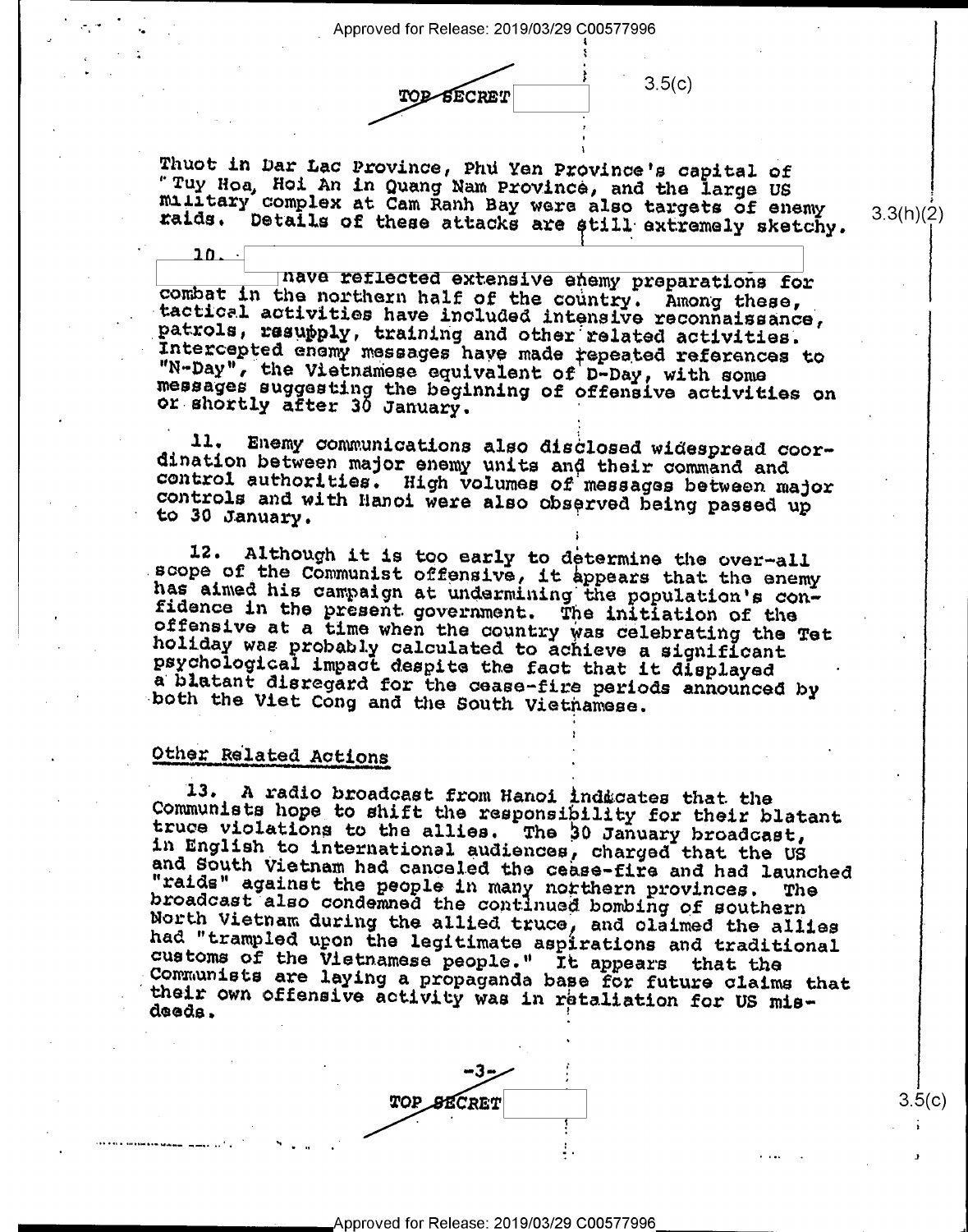Thuot in Dar Lac Province, Phu Yen Province's capital of Tuy Hoa, Hoi An in Quang Nam Province, and the large US military complex at Cam Ranh Bay were also targets of enemy raids. Details of these attacks are still extremely sketchy.

10. [redacted] have reflected extensive enemy preparations for combat in the northern half of the country. Among these, tactical activities have included intensive reconnaissance, patrols, resupply, training and other related activities. Intercepted enemy messages have made repeated references to "N-Day", the Vietnamese equivalent of D-Day, with some messages suggesting the beginning of offensive activities on or shortly after 30 January.

11. Enemy communications also disclosed widespread coordination between major enemy units and their command and control authorities. High volumes of messages between major controls and with Hanoi were also observed being passed up to 30 January.

12. Although it is too early to determine the over-all scope of the Communist offensive, it appears that the enemy has aimed his campaign at undermining the population's confidence in the present government. The initiation of the offensive at a time when the country was celebrating the Tet holiday was probably calculated to achieve a significant psychological impact despite the fact that it displayed a blatant disregard for the cease-fire periods announced by both the Viet Cong and the South Vietnamese.

## Other Related Actions

13. A radio broadcast from Hanoi indicates that the Communists hope to shift the responsibility for their blatant truce violations to the allies. The 30 January broadcast, in English to international audiences, charged that the US and South Vietnam had canceled the cease-fire and had launched "raids" against the people in many northern provinces. The broadcast also condemned the continued bombing of southern North Vietnam during the allied truce, and claimed the allies had "trampled upon the legitimate aspirations and traditional customs of the Vietnamese people." It appears that the Communists are laying a propaganda base for future claims that their own offensive activity was in retaliation for US misdeeds.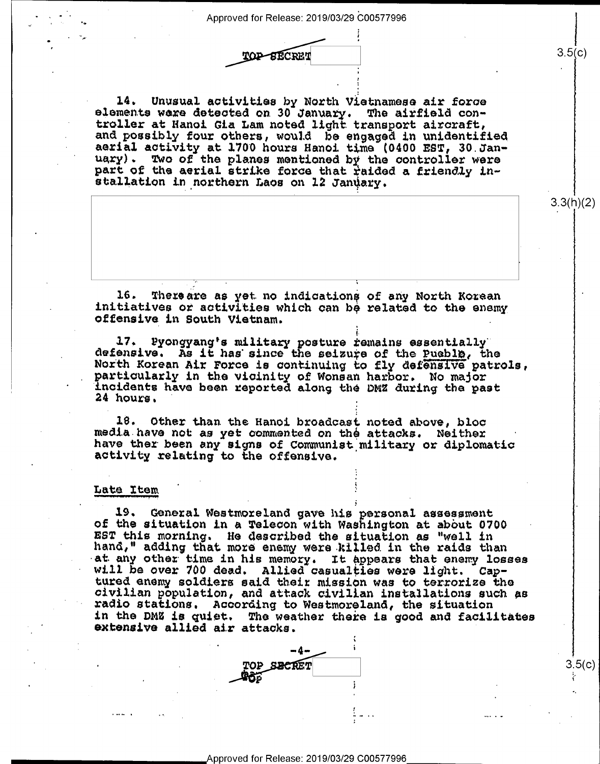TOP SECRET

14. Unusual activities by North Vietnamese air force elements were detected on 30 January. The airfield controller at Hanoi Gia Lam noted light transport aircraft, and possibly four others, would be engaged in unidentified aerial activity at 1700 hours Hanoi time (0400 EST, 30 January). Two of the planes mentioned by the controller were part of the aerial strike force that raided a friendly installation in northern Laos on 12 January.

3.3(h)(2)

16. There are as yet no indications of any North Korean initiatives or activities which can be related to the enemy offensive in South Vietnam.

17. Pyongyang's military posture remains essentially defensive. As it has since the seizure of the Pueblo, the North Korean Air Force is continuing to fly defensive patrols, particularly in the vicinity of Wonsan harbor. No major incidents have been reported along the DMZ during the past 24 hours.

18. Other than the Hanoi broadcast noted above, bloc media have not as yet commented on the attacks. Neither have ther been any signs of Communist military or diplomatic activity relating to the offensive.

## Late Item

19. General Westmoreland gave his personal assessment of the situation in a Telecon with Washington at about 0700 EST this morning. He described the situation as "well in hand," adding that more enemy were killed in the raids than at any other time in his memory. It appears that enemy losses will be over 700 dead. Allied casualties were light. Captured enemy soldiers said their mission was to terrorize the civilian population, and attack civilian installations such as radio stations. According to Westmoreland, the situation in the DMZ is quiet. The weather there is good and facilitates extensive allied air attacks.

TOP SECRET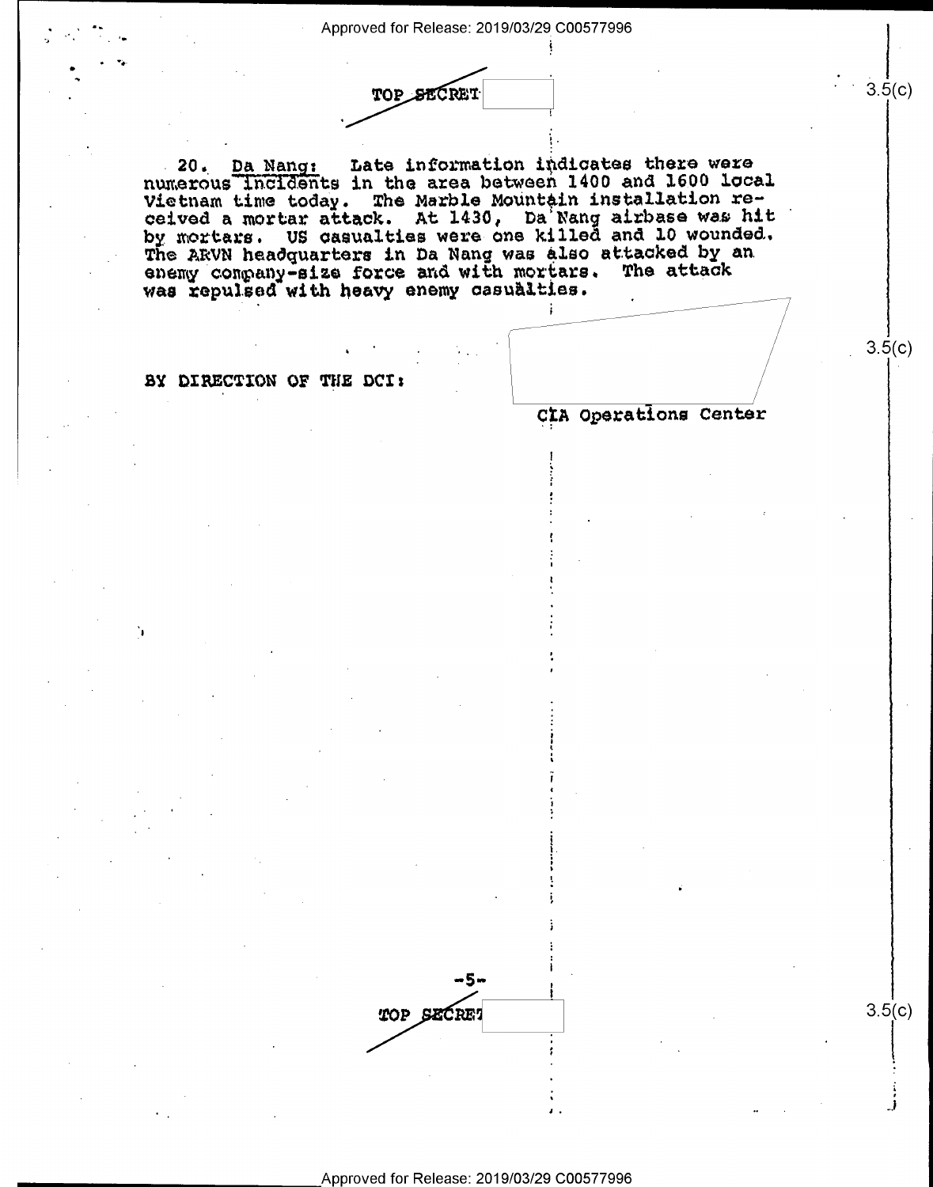TOP SECRET

20. Da Nang: Late information indicates there were numerous incidents in the area between 1400 and 1600 local Vietnam time today. The Marble Mountain installation received a mortar attack. At 1430, Da Nang airbase was hit by mortars. US casualties were one killed and 10 wounded. The ARVN headquarters in Da Nang was also attacked by an enemy company-size force and with mortars. The attack was repulsed with heavy enemy casualties.

BY DIRECTION OF THE DCI:

CIA Operations Center

TOP SECRET